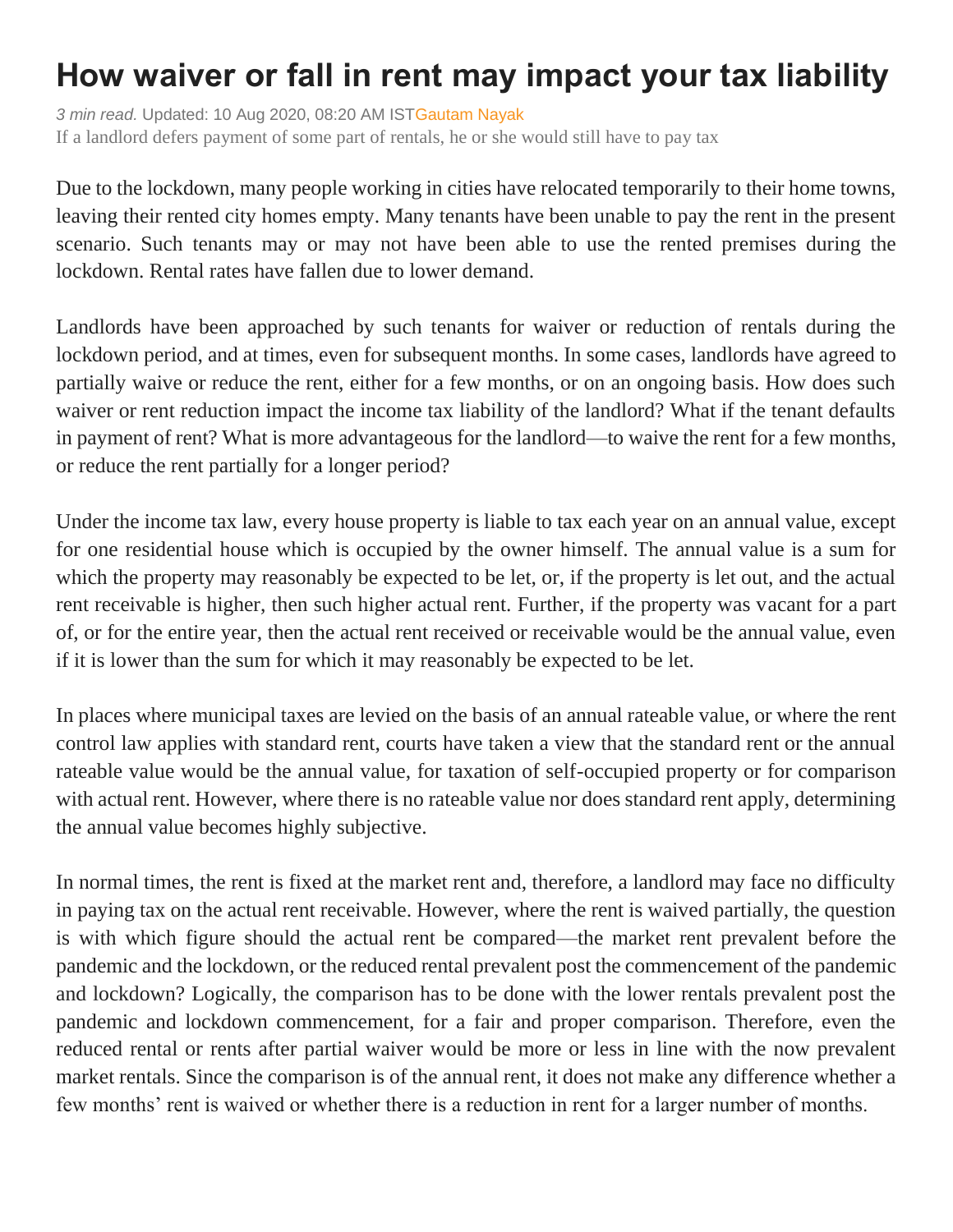# How waiver or fall in rent may impact your tax liability

*3 min read.* Updated: 10 Aug 2020, 08:20 AM IST Gautam Nayak

If a landlord defers payment of some part of rentals, he or she would still have to pay tax

Due to the lockdown, many people working in cities have relocated temporarily to their home towns, leaving their rented city homes empty. Many tenants have been unable to pay the rent in the present scenario. Such tenants may or may not have been able to use the rented premises during the lockdown. Rental rates have fallen due to lower demand.

Landlords have been approached by such tenants for waiver or reduction of rentals during the lockdown period, and at times, even for subsequent months. In some cases, landlords have agreed to partially waive or reduce the rent, either for a few months, or on an ongoing basis. How does such waiver or rent reduction impact the income tax liability of the landlord? What if the tenant defaults in payment of rent? What is more advantageous for the landlord—to waive the rent for a few months, or reduce the rent partially for a longer period?

Under the income tax law, every house property is liable to tax each year on an annual value, except for one residential house which is occupied by the owner himself. The annual value is a sum for which the property may reasonably be expected to be let, or, if the property is let out, and the actual rent receivable is higher, then such higher actual rent. Further, if the property was vacant for a part of, or for the entire year, then the actual rent received or receivable would be the annual value, even if it is lower than the sum for which it may reasonably be expected to be let.

In places where municipal taxes are levied on the basis of an annual rateable value, or where the rent control law applies with standard rent, courts have taken a view that the standard rent or the annual rateable value would be the annual value, for taxation of self-occupied property or for comparison with actual rent. However, where there is no rateable value nor does standard rent apply, determining the annual value becomes highly subjective.

In normal times, the rent is fixed at the market rent and, therefore, a landlord may face no difficulty in paying tax on the actual rent receivable. However, where the rent is waived partially, the question is with which figure should the actual rent be compared—the market rent prevalent before the pandemic and the lockdown, or the reduced rental prevalent post the commencement of the pandemic and lockdown? Logically, the comparison has to be done with the lower rentals prevalent post the pandemic and lockdown commencement, for a fair and proper comparison. Therefore, even the reduced rental or rents after partial waiver would be more or less in line with the now prevalent market rentals. Since the comparison is of the annual rent, it does not make any difference whether a few months' rent is waived or whether there is a reduction in rent for a larger number of months.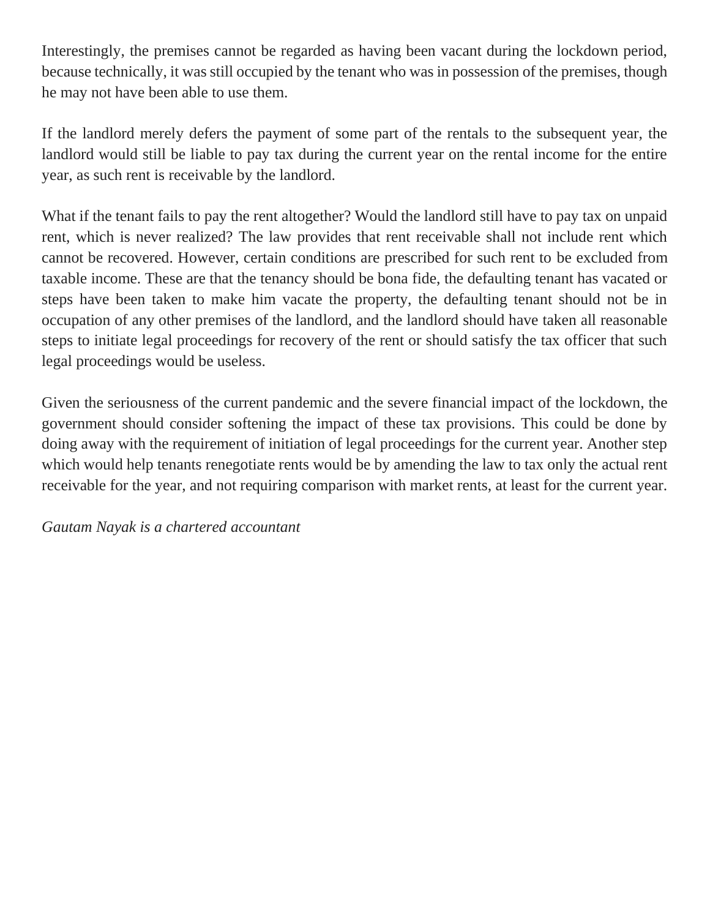Interestingly, the premises cannot be regarded as having been vacant during the lockdown period, because technically, it was still occupied by the tenant who was in possession of the premises, though he may not have been able to use them.

If the landlord merely defers the payment of some part of the rentals to the subsequent year, the landlord would still be liable to pay tax during the current year on the rental income for the entire year, as such rent is receivable by the landlord.

What if the tenant fails to pay the rent altogether? Would the landlord still have to pay tax on unpaid rent, which is never realized? The law provides that rent receivable shall not include rent which cannot be recovered. However, certain conditions are prescribed for such rent to be excluded from taxable income. These are that the tenancy should be bona fide, the defaulting tenant has vacated or steps have been taken to make him vacate the property, the defaulting tenant should not be in occupation of any other premises of the landlord, and the landlord should have taken all reasonable steps to initiate legal proceedings for recovery of the rent or should satisfy the tax officer that such legal proceedings would be useless.

Given the seriousness of the current pandemic and the severe financial impact of the lockdown, the government should consider softening the impact of these tax provisions. This could be done by doing away with the requirement of initiation of legal proceedings for the current year. Another step which would help tenants renegotiate rents would be by amending the law to tax only the actual rent receivable for the year, and not requiring comparison with market rents, at least for the current year.

*Gautam Nayak is a chartered accountant*